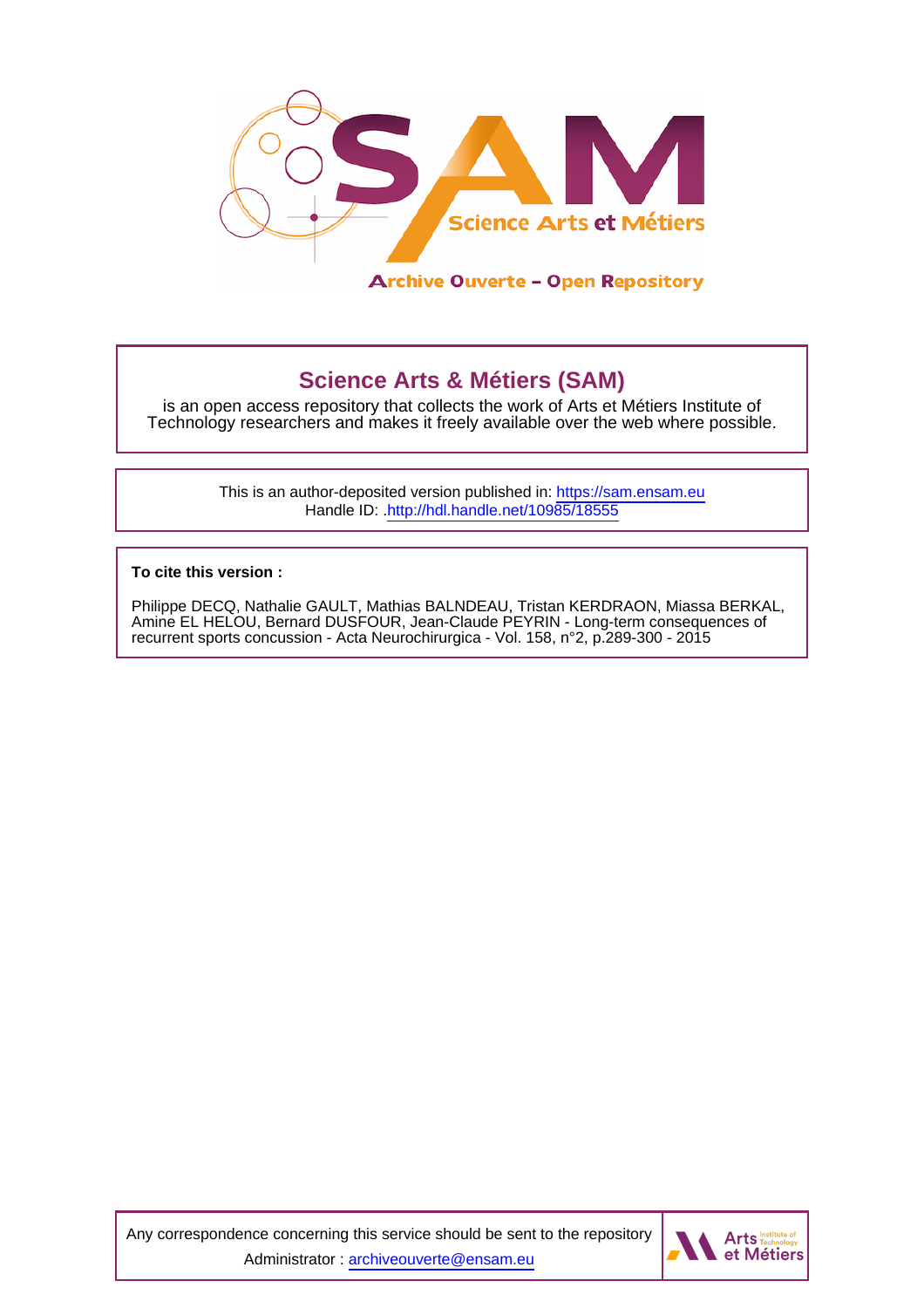Archive Ouverte – Open Repository

## Science Arts & Métiers (SAM)

is an open access repository that collects the work of Arts et Métiers Institute of Technology researchers and makes it freely available over the web where possible.

This is an author-deposited version published in: https://sam.ensam.eu
Handle ID: .http://hdl.handle.net/10985/18555

**To cite this version :**

Philippe DECQ, Nathalie GAULT, Mathias BALNDEAU, Tristan KERDRAON, Miassa BERKAL, Amine EL HELOU, Bernard DUSFOUR, Jean-Claude PEYRIN - Long-term consequences of recurrent sports concussion - Acta Neurochirurgica - Vol. 158, n°2, p.289-300 - 2015

Any correspondence concerning this service should be sent to the repository Administrator : archiveouverte@ensam.eu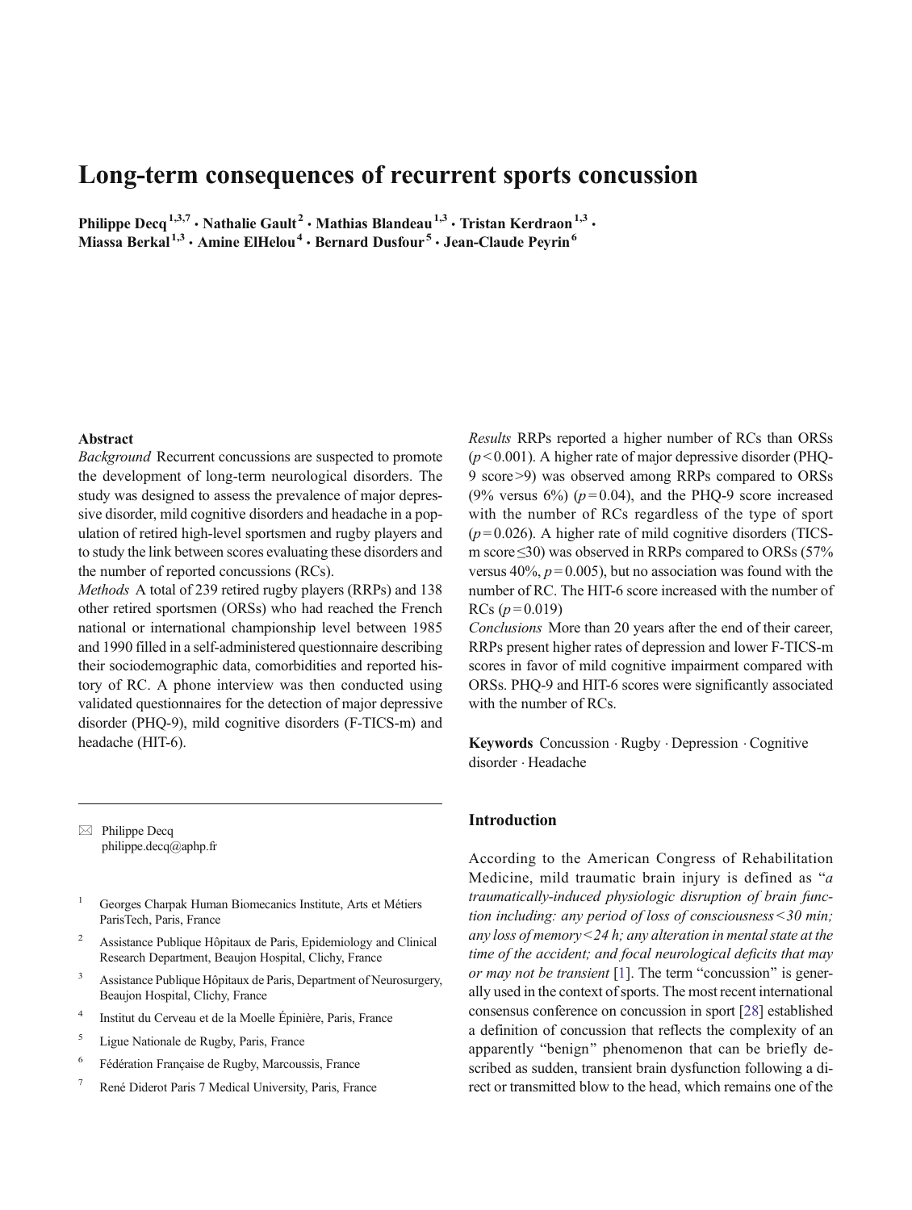# Long-term consequences of recurrent sports concussion

**Philippe Decq**[1,3,7] · **Nathalie Gault**[2] · **Mathias Blandeau**[1,3] · **Tristan Kerdraon**[1,3] · **Miassa Berkal**[1,3] · **Amine ElHelou**[4] · **Bernard Dusfour**[5] · **Jean-Claude Peyrin**[6]

## Abstract

*Background* Recurrent concussions are suspected to promote the development of long-term neurological disorders. The study was designed to assess the prevalence of major depressive disorder, mild cognitive disorders and headache in a population of retired high-level sportsmen and rugby players and to study the link between scores evaluating these disorders and the number of reported concussions (RCs).

*Methods* A total of 239 retired rugby players (RRPs) and 138 other retired sportsmen (ORSs) who had reached the French national or international championship level between 1985 and 1990 filled in a self-administered questionnaire describing their sociodemographic data, comorbidities and reported history of RC. A phone interview was then conducted using validated questionnaires for the detection of major depressive disorder (PHQ-9), mild cognitive disorders (F-TICS-m) and headache (HIT-6).

*Results* RRPs reported a higher number of RCs than ORSs ($p < 0.001$). A higher rate of major depressive disorder (PHQ-9 score $>9$) was observed among RRPs compared to ORSs (9% versus 6%) ($p = 0.04$), and the PHQ-9 score increased with the number of RCs regardless of the type of sport ($p = 0.026$). A higher rate of mild cognitive disorders (TICS-m score $\leq 30$) was observed in RRPs compared to ORSs (57% versus 40%, $p = 0.005$), but no association was found with the number of RC. The HIT-6 score increased with the number of RCs ($p = 0.019$)

*Conclusions* More than 20 years after the end of their career, RRPs present higher rates of depression and lower F-TICS-m scores in favor of mild cognitive impairment compared with ORSs. PHQ-9 and HIT-6 scores were significantly associated with the number of RCs.

**Keywords** Concussion · Rugby · Depression · Cognitive disorder · Headache

✉ Philippe Decq
philippe.decq@aphp.fr

[1] Georges Charpak Human Biomecanics Institute, Arts et Métiers ParisTech, Paris, France

[2] Assistance Publique Hôpitaux de Paris, Epidemiology and Clinical Research Department, Beaujon Hospital, Clichy, France

[3] Assistance Publique Hôpitaux de Paris, Department of Neurosurgery, Beaujon Hospital, Clichy, France

[4] Institut du Cerveau et de la Moelle Épinière, Paris, France

[5] Ligue Nationale de Rugby, Paris, France

[6] Fédération Française de Rugby, Marcoussis, France

[7] René Diderot Paris 7 Medical University, Paris, France

## Introduction

According to the American Congress of Rehabilitation Medicine, mild traumatic brain injury is defined as "*a traumatically-induced physiologic disruption of brain function including: any period of loss of consciousness < 30 min; any loss of memory < 24 h; any alteration in mental state at the time of the accident; and focal neurological deficits that may or may not be transient* [1]. The term "concussion" is generally used in the context of sports. The most recent international consensus conference on concussion in sport [28] established a definition of concussion that reflects the complexity of an apparently "benign" phenomenon that can be briefly described as sudden, transient brain dysfunction following a direct or transmitted blow to the head, which remains one of the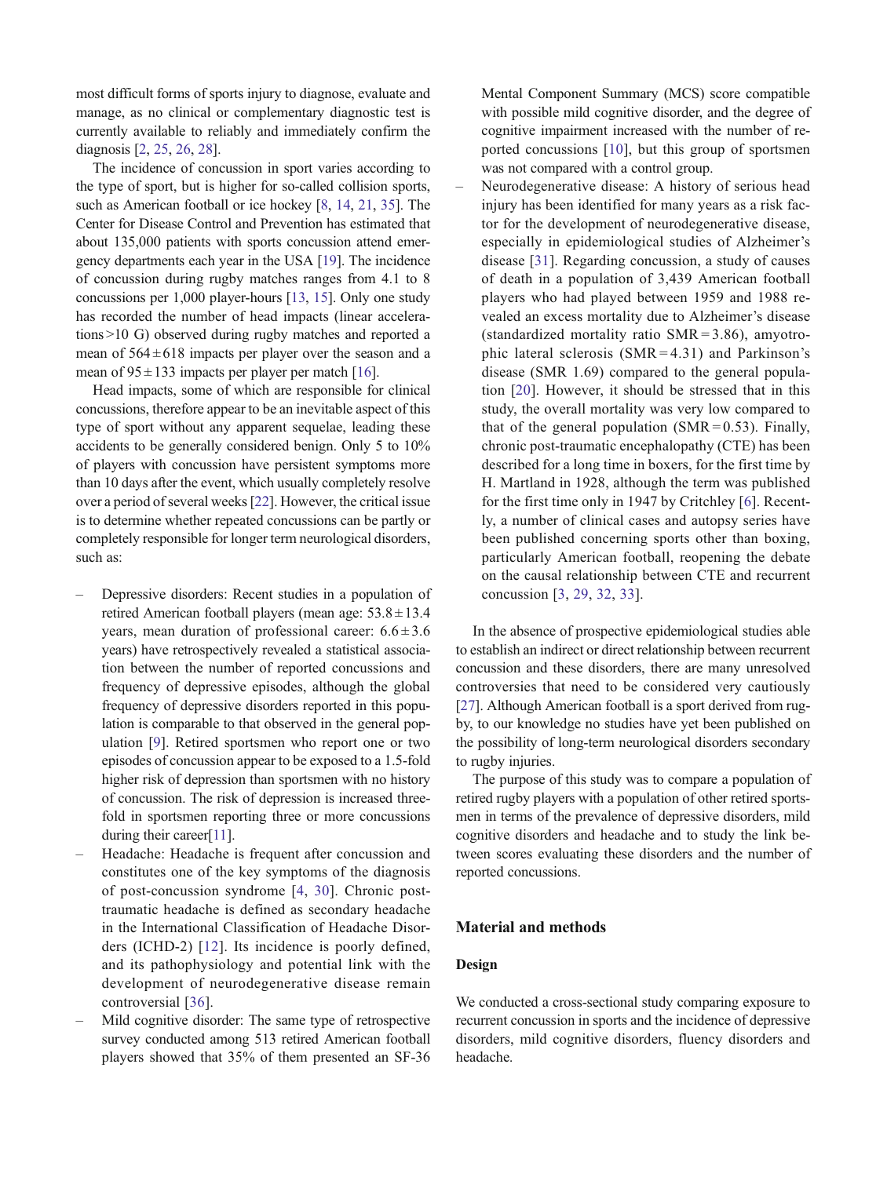most difficult forms of sports injury to diagnose, evaluate and manage, as no clinical or complementary diagnostic test is currently available to reliably and immediately confirm the diagnosis [2, 25, 26, 28].

The incidence of concussion in sport varies according to the type of sport, but is higher for so-called collision sports, such as American football or ice hockey [8, 14, 21, 35]. The Center for Disease Control and Prevention has estimated that about 135,000 patients with sports concussion attend emergency departments each year in the USA [19]. The incidence of concussion during rugby matches ranges from 4.1 to 8 concussions per 1,000 player-hours [13, 15]. Only one study has recorded the number of head impacts (linear accelerations >10 G) observed during rugby matches and reported a mean of $564 \pm 618$ impacts per player over the season and a mean of $95 \pm 133$ impacts per player per match [16].

Head impacts, some of which are responsible for clinical concussions, therefore appear to be an inevitable aspect of this type of sport without any apparent sequelae, leading these accidents to be generally considered benign. Only 5 to 10% of players with concussion have persistent symptoms more than 10 days after the event, which usually completely resolve over a period of several weeks [22]. However, the critical issue is to determine whether repeated concussions can be partly or completely responsible for longer term neurological disorders, such as:

- Depressive disorders: Recent studies in a population of retired American football players (mean age: $53.8 \pm 13.4$ years, mean duration of professional career: $6.6 \pm 3.6$ years) have retrospectively revealed a statistical association between the number of reported concussions and frequency of depressive episodes, although the global frequency of depressive disorders reported in this population is comparable to that observed in the general population [9]. Retired sportsmen who report one or two episodes of concussion appear to be exposed to a 1.5-fold higher risk of depression than sportsmen with no history of concussion. The risk of depression is increased threefold in sportsmen reporting three or more concussions during their career[11].
- Headache: Headache is frequent after concussion and constitutes one of the key symptoms of the diagnosis of post-concussion syndrome [4, 30]. Chronic post-traumatic headache is defined as secondary headache in the International Classification of Headache Disorders (ICHD-2) [12]. Its incidence is poorly defined, and its pathophysiology and potential link with the development of neurodegenerative disease remain controversial [36].
- Mild cognitive disorder: The same type of retrospective survey conducted among 513 retired American football players showed that 35% of them presented an SF-36 Mental Component Summary (MCS) score compatible with possible mild cognitive disorder, and the degree of cognitive impairment increased with the number of reported concussions [10], but this group of sportsmen was not compared with a control group.
- Neurodegenerative disease: A history of serious head injury has been identified for many years as a risk factor for the development of neurodegenerative disease, especially in epidemiological studies of Alzheimer's disease [31]. Regarding concussion, a study of causes of death in a population of 3,439 American football players who had played between 1959 and 1988 revealed an excess mortality due to Alzheimer's disease (standardized mortality ratio SMR = 3.86), amyotrophic lateral sclerosis (SMR = 4.31) and Parkinson's disease (SMR 1.69) compared to the general population [20]. However, it should be stressed that in this study, the overall mortality was very low compared to that of the general population (SMR = 0.53). Finally, chronic post-traumatic encephalopathy (CTE) has been described for a long time in boxers, for the first time by H. Martland in 1928, although the term was published for the first time only in 1947 by Critchley [6]. Recently, a number of clinical cases and autopsy series have been published concerning sports other than boxing, particularly American football, reopening the debate on the causal relationship between CTE and recurrent concussion [3, 29, 32, 33].

In the absence of prospective epidemiological studies able to establish an indirect or direct relationship between recurrent concussion and these disorders, there are many unresolved controversies that need to be considered very cautiously [27]. Although American football is a sport derived from rugby, to our knowledge no studies have yet been published on the possibility of long-term neurological disorders secondary to rugby injuries.

The purpose of this study was to compare a population of retired rugby players with a population of other retired sportsmen in terms of the prevalence of depressive disorders, mild cognitive disorders and headache and to study the link between scores evaluating these disorders and the number of reported concussions.

## Material and methods

### Design

We conducted a cross-sectional study comparing exposure to recurrent concussion in sports and the incidence of depressive disorders, mild cognitive disorders, fluency disorders and headache.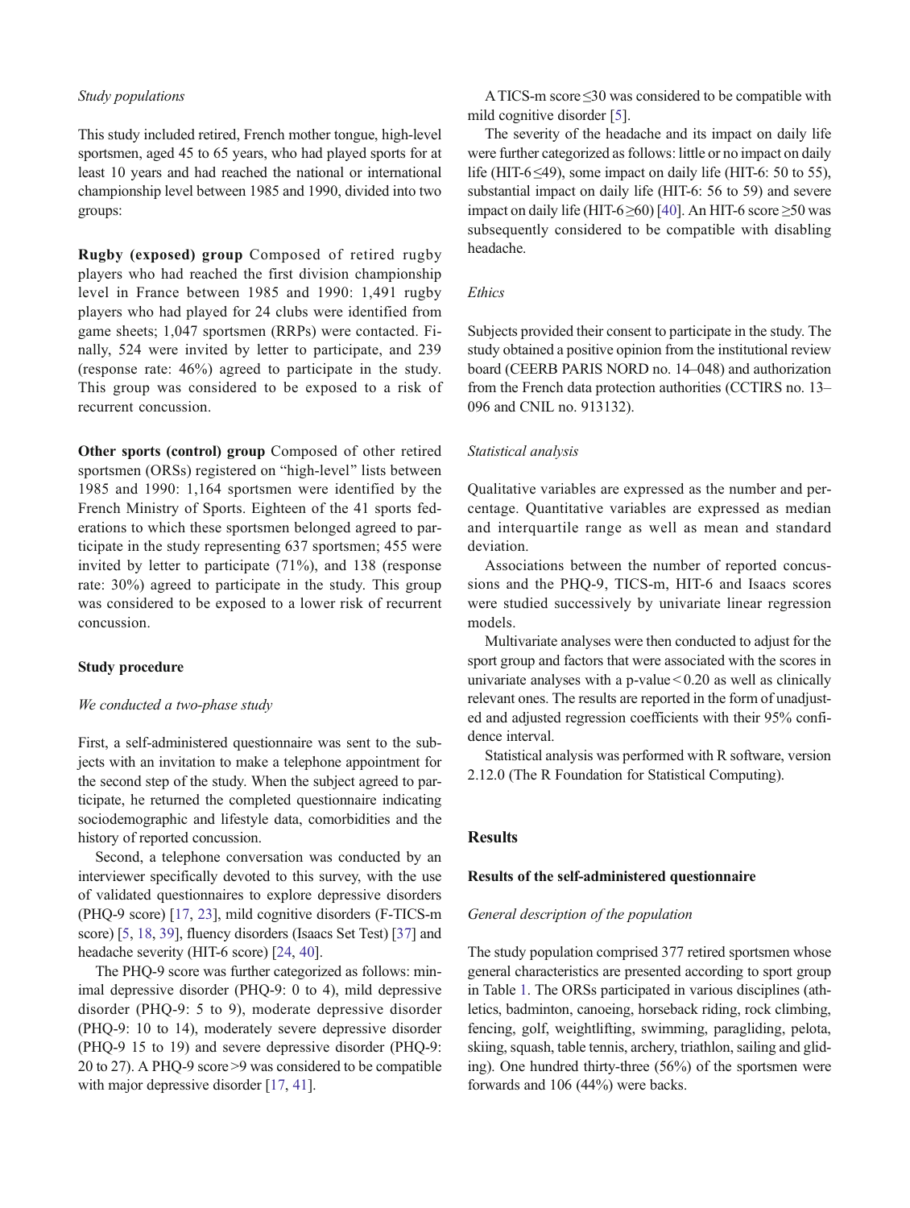### Study populations

This study included retired, French mother tongue, high-level sportsmen, aged 45 to 65 years, who had played sports for at least 10 years and had reached the national or international championship level between 1985 and 1990, divided into two groups:

**Rugby (exposed) group** Composed of retired rugby players who had reached the first division championship level in France between 1985 and 1990: 1,491 rugby players who had played for 24 clubs were identified from game sheets; 1,047 sportsmen (RRPs) were contacted. Finally, 524 were invited by letter to participate, and 239 (response rate: 46%) agreed to participate in the study. This group was considered to be exposed to a risk of recurrent concussion.

**Other sports (control) group** Composed of other retired sportsmen (ORSs) registered on "high-level" lists between 1985 and 1990: 1,164 sportsmen were identified by the French Ministry of Sports. Eighteen of the 41 sports federations to which these sportsmen belonged agreed to participate in the study representing 637 sportsmen; 455 were invited by letter to participate (71%), and 138 (response rate: 30%) agreed to participate in the study. This group was considered to be exposed to a lower risk of recurrent concussion.

### Study procedure

*We conducted a two-phase study*

First, a self-administered questionnaire was sent to the subjects with an invitation to make a telephone appointment for the second step of the study. When the subject agreed to participate, he returned the completed questionnaire indicating sociodemographic and lifestyle data, comorbidities and the history of reported concussion.

Second, a telephone conversation was conducted by an interviewer specifically devoted to this survey, with the use of validated questionnaires to explore depressive disorders (PHQ-9 score) [17, 23], mild cognitive disorders (F-TICS-m score) [5, 18, 39], fluency disorders (Isaacs Set Test) [37] and headache severity (HIT-6 score) [24, 40].

The PHQ-9 score was further categorized as follows: minimal depressive disorder (PHQ-9: 0 to 4), mild depressive disorder (PHQ-9: 5 to 9), moderate depressive disorder (PHQ-9: 10 to 14), moderately severe depressive disorder (PHQ-9 15 to 19) and severe depressive disorder (PHQ-9: 20 to 27). A PHQ-9 score >9 was considered to be compatible with major depressive disorder [17, 41].

A TICS-m score ≤30 was considered to be compatible with mild cognitive disorder [5].

The severity of the headache and its impact on daily life were further categorized as follows: little or no impact on daily life (HIT-6 ≤49), some impact on daily life (HIT-6: 50 to 55), substantial impact on daily life (HIT-6: 56 to 59) and severe impact on daily life (HIT-6 ≥60) [40]. An HIT-6 score ≥50 was subsequently considered to be compatible with disabling headache.

### Ethics

Subjects provided their consent to participate in the study. The study obtained a positive opinion from the institutional review board (CEERB PARIS NORD no. 14–048) and authorization from the French data protection authorities (CCTIRS no. 13–096 and CNIL no. 913132).

### Statistical analysis

Qualitative variables are expressed as the number and percentage. Quantitative variables are expressed as median and interquartile range as well as mean and standard deviation.

Associations between the number of reported concussions and the PHQ-9, TICS-m, HIT-6 and Isaacs scores were studied successively by univariate linear regression models.

Multivariate analyses were then conducted to adjust for the sport group and factors that were associated with the scores in univariate analyses with a p-value < 0.20 as well as clinically relevant ones. The results are reported in the form of unadjusted and adjusted regression coefficients with their 95% confidence interval.

Statistical analysis was performed with R software, version 2.12.0 (The R Foundation for Statistical Computing).

## Results

### Results of the self-administered questionnaire

*General description of the population*

The study population comprised 377 retired sportsmen whose general characteristics are presented according to sport group in Table 1. The ORSs participated in various disciplines (athletics, badminton, canoeing, horseback riding, rock climbing, fencing, golf, weightlifting, swimming, paragliding, pelota, skiing, squash, table tennis, archery, triathlon, sailing and gliding). One hundred thirty-three (56%) of the sportsmen were forwards and 106 (44%) were backs.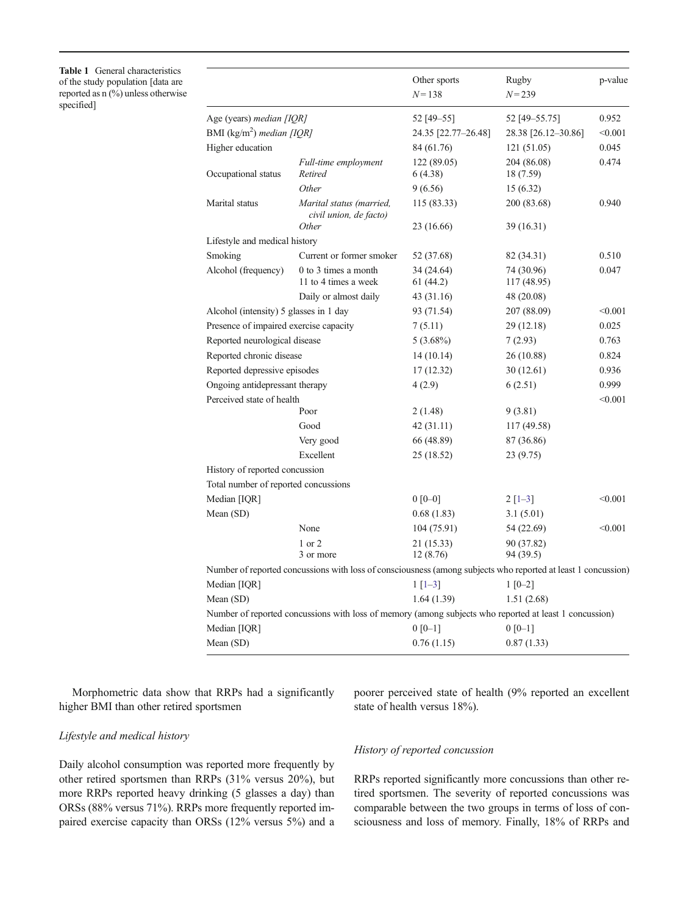**Table 1** General characteristics of the study population [data are reported as n (%) unless otherwise specified]

| | | Other sports $N = 138$ | Rugby $N = 239$ | p-value |
|---|---|---|---|---|
| Age (years) *median [IQR]* | | 52 [49–55] | 52 [49–55.75] | 0.952 |
| BMI (kg/m$^2$) *median [IQR]* | | 24.35 [22.77–26.48] | 28.38 [26.12–30.86] | <0.001 |
| Higher education | | 84 (61.76) | 121 (51.05) | 0.045 |
| Occupational status | *Full-time employment* | 122 (89.05) | 204 (86.08) | 0.474 |
| | *Retired* | 6 (4.38) | 18 (7.59) | |
| | *Other* | 9 (6.56) | 15 (6.32) | |
| Marital status | *Marital status (married, civil union, de facto)* | 115 (83.33) | 200 (83.68) | 0.940 |
| | *Other* | 23 (16.66) | 39 (16.31) | |
| Lifestyle and medical history | | | | |
| Smoking | Current or former smoker | 52 (37.68) | 82 (34.31) | 0.510 |
| Alcohol (frequency) | 0 to 3 times a month | 34 (24.64) | 74 (30.96) | 0.047 |
| | 1 to 4 times a week | 61 (44.2) | 117 (48.95) | |
| | Daily or almost daily | 43 (31.16) | 48 (20.08) | |
| Alcohol (intensity) 5 glasses in 1 day | | 93 (71.54) | 207 (88.09) | <0.001 |
| Presence of impaired exercise capacity | | 7 (5.11) | 29 (12.18) | 0.025 |
| Reported neurological disease | | 5 (3.68%) | 7 (2.93) | 0.763 |
| Reported chronic disease | | 14 (10.14) | 26 (10.88) | 0.824 |
| Reported depressive episodes | | 17 (12.32) | 30 (12.61) | 0.936 |
| Ongoing antidepressant therapy | | 4 (2.9) | 6 (2.51) | 0.999 |
| Perceived state of health | | | | <0.001 |
| | Poor | 2 (1.48) | 9 (3.81) | |
| | Good | 42 (31.11) | 117 (49.58) | |
| | Very good | 66 (48.89) | 87 (36.86) | |
| | Excellent | 25 (18.52) | 23 (9.75) | |
| History of reported concussion | | | | |
| Total number of reported concussions | | | | |
| Median [IQR] | | 0 [0–0] | 2 [1–3] | <0.001 |
| Mean (SD) | | 0.68 (1.83) | 3.1 (5.01) | |
| | None | 104 (75.91) | 54 (22.69) | <0.001 |
| | 1 or 2 | 21 (15.33) | 90 (37.82) | |
| | 3 or more | 12 (8.76) | 94 (39.5) | |
| Number of reported concussions with loss of consciousness (among subjects who reported at least 1 concussion) | | | | |
| Median [IQR] | | 1 [1–3] | 1 [0–2] | |
| Mean (SD) | | 1.64 (1.39) | 1.51 (2.68) | |
| Number of reported concussions with loss of memory (among subjects who reported at least 1 concussion) | | | | |
| Median [IQR] | | 0 [0–1] | 0 [0–1] | |
| Mean (SD) | | 0.76 (1.15) | 0.87 (1.33) | |

Morphometric data show that RRPs had a significantly higher BMI than other retired sportsmen

*Lifestyle and medical history*

Daily alcohol consumption was reported more frequently by other retired sportsmen than RRPs (31% versus 20%), but more RRPs reported heavy drinking (5 glasses a day) than ORSs (88% versus 71%). RRPs more frequently reported impaired exercise capacity than ORSs (12% versus 5%) and a poorer perceived state of health (9% reported an excellent state of health versus 18%).

*History of reported concussion*

RRPs reported significantly more concussions than other retired sportsmen. The severity of reported concussions was comparable between the two groups in terms of loss of consciousness and loss of memory. Finally, 18% of RRPs and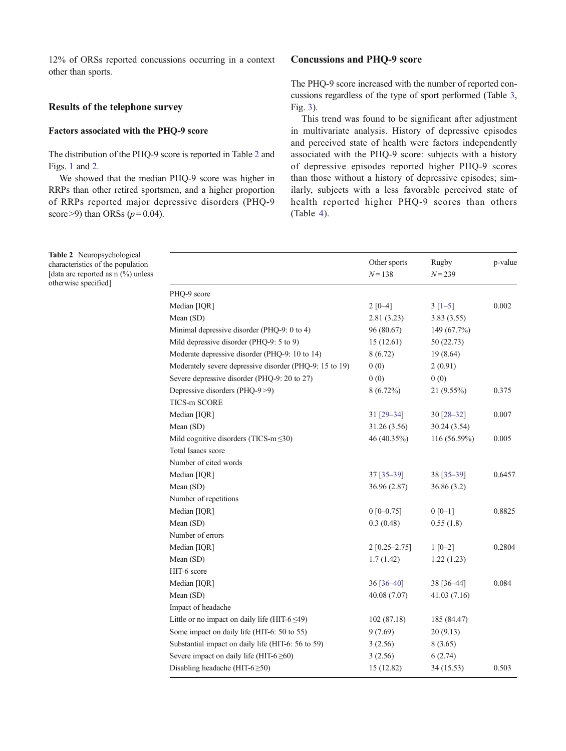12% of ORSs reported concussions occurring in a context other than sports.

## Results of the telephone survey

### Factors associated with the PHQ-9 score

The distribution of the PHQ-9 score is reported in Table 2 and Figs. 1 and 2.

We showed that the median PHQ-9 score was higher in RRPs than other retired sportsmen, and a higher proportion of RRPs reported major depressive disorders (PHQ-9 score >9) than ORSs ($p = 0.04$).

### Concussions and PHQ-9 score

The PHQ-9 score increased with the number of reported concussions regardless of the type of sport performed (Table 3, Fig. 3).

This trend was found to be significant after adjustment in multivariate analysis. History of depressive episodes and perceived state of health were factors independently associated with the PHQ-9 score: subjects with a history of depressive episodes reported higher PHQ-9 scores than those without a history of depressive episodes; similarly, subjects with a less favorable perceived state of health reported higher PHQ-9 scores than others (Table 4).

**Table 2** Neuropsychological characteristics of the population [data are reported as n (%) unless otherwise specified]

| | Other sports N = 138 | Rugby N = 239 | p-value |
|---|---|---|---|
| PHQ-9 score | | | |
| Median [IQR] | 2 [0–4] | 3 [1–5] | 0.002 |
| Mean (SD) | 2.81 (3.23) | 3.83 (3.55) | |
| Minimal depressive disorder (PHQ-9: 0 to 4) | 96 (80.67) | 149 (67.7%) | |
| Mild depressive disorder (PHQ-9: 5 to 9) | 15 (12.61) | 50 (22.73) | |
| Moderate depressive disorder (PHQ-9: 10 to 14) | 8 (6.72) | 19 (8.64) | |
| Moderately severe depressive disorder (PHQ-9: 15 to 19) | 0 (0) | 2 (0.91) | |
| Severe depressive disorder (PHQ-9: 20 to 27) | 0 (0) | 0 (0) | |
| Depressive disorders (PHQ-9 >9) | 8 (6.72%) | 21 (9.55%) | 0.375 |
| TICS-m SCORE | | | |
| Median [IQR] | 31 [29–34] | 30 [28–32] | 0.007 |
| Mean (SD) | 31.26 (3.56) | 30.24 (3.54) | |
| Mild cognitive disorders (TICS-m ≤30) | 46 (40.35%) | 116 (56.59%) | 0.005 |
| Total Isaacs score | | | |
| Number of cited words | | | |
| Median [IQR] | 37 [35–39] | 38 [35–39] | 0.6457 |
| Mean (SD) | 36.96 (2.87) | 36.86 (3.2) | |
| Number of repetitions | | | |
| Median [IQR] | 0 [0–0.75] | 0 [0–1] | 0.8825 |
| Mean (SD) | 0.3 (0.48) | 0.55 (1.8) | |
| Number of errors | | | |
| Median [IQR] | 2 [0.25–2.75] | 1 [0–2] | 0.2804 |
| Mean (SD) | 1.7 (1.42) | 1.22 (1.23) | |
| HIT-6 score | | | |
| Median [IQR] | 36 [36–40] | 38 [36–44] | 0.084 |
| Mean (SD) | 40.08 (7.07) | 41.03 (7.16) | |
| Impact of headache | | | |
| Little or no impact on daily life (HIT-6 ≤49) | 102 (87.18) | 185 (84.47) | |
| Some impact on daily life (HIT-6: 50 to 55) | 9 (7.69) | 20 (9.13) | |
| Substantial impact on daily life (HIT-6: 56 to 59) | 3 (2.56) | 8 (3.65) | |
| Severe impact on daily life (HIT-6 ≥60) | 3 (2.56) | 6 (2.74) | |
| Disabling headache (HIT-6 ≥50) | 15 (12.82) | 34 (15.53) | 0.503 |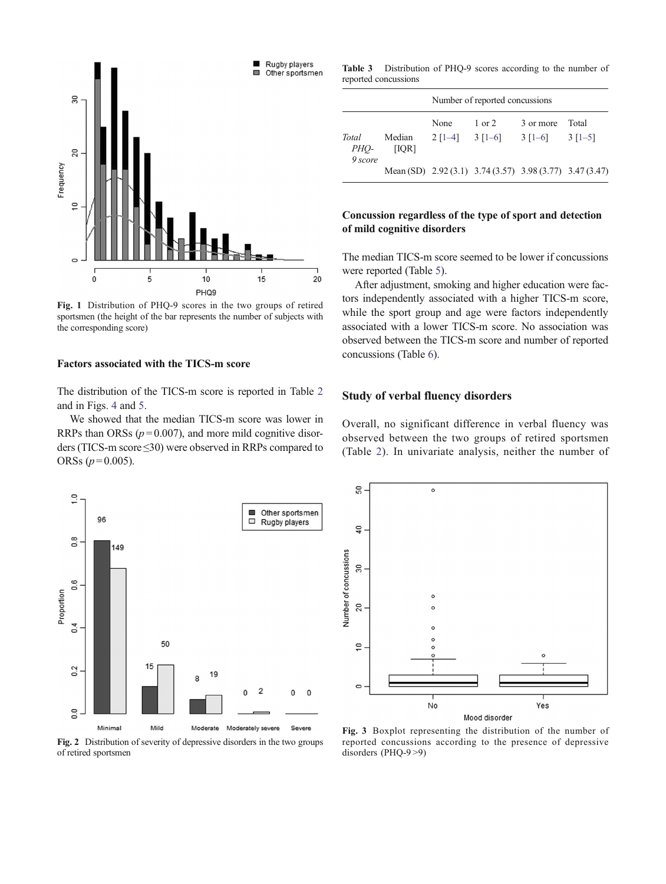Fig. 1 Distribution of PHQ-9 scores in the two groups of retired sportsmen (the height of the bar represents the number of subjects with the corresponding score)

### Factors associated with the TICS-m score

The distribution of the TICS-m score is reported in Table 2 and in Figs. 4 and 5.

We showed that the median TICS-m score was lower in RRPs than ORSs ($p = 0.007$), and more mild cognitive disorders (TICS-m score ≤30) were observed in RRPs compared to ORSs ($p = 0.005$).

Fig. 2 Distribution of severity of depressive disorders in the two groups of retired sportsmen

Table 3 Distribution of PHQ-9 scores according to the number of reported concussions

| | | Number of reported concussions | | | |
|---|---|---|---|---|---|
| | | None | 1 or 2 | 3 or more | Total |
| *Total PHQ-9 score* | Median [IQR] | 2 [1–4] | 3 [1–6] | 3 [1–6] | 3 [1–5] |
| | Mean (SD) | 2.92 (3.1) | 3.74 (3.57) | 3.98 (3.77) | 3.47 (3.47) |

### Concussion regardless of the type of sport and detection of mild cognitive disorders

The median TICS-m score seemed to be lower if concussions were reported (Table 5).

After adjustment, smoking and higher education were factors independently associated with a higher TICS-m score, while the sport group and age were factors independently associated with a lower TICS-m score. No association was observed between the TICS-m score and number of reported concussions (Table 6).

## Study of verbal fluency disorders

Overall, no significant difference in verbal fluency was observed between the two groups of retired sportsmen (Table 2). In univariate analysis, neither the number of

Fig. 3 Boxplot representing the distribution of the number of reported concussions according to the presence of depressive disorders (PHQ-9 >9)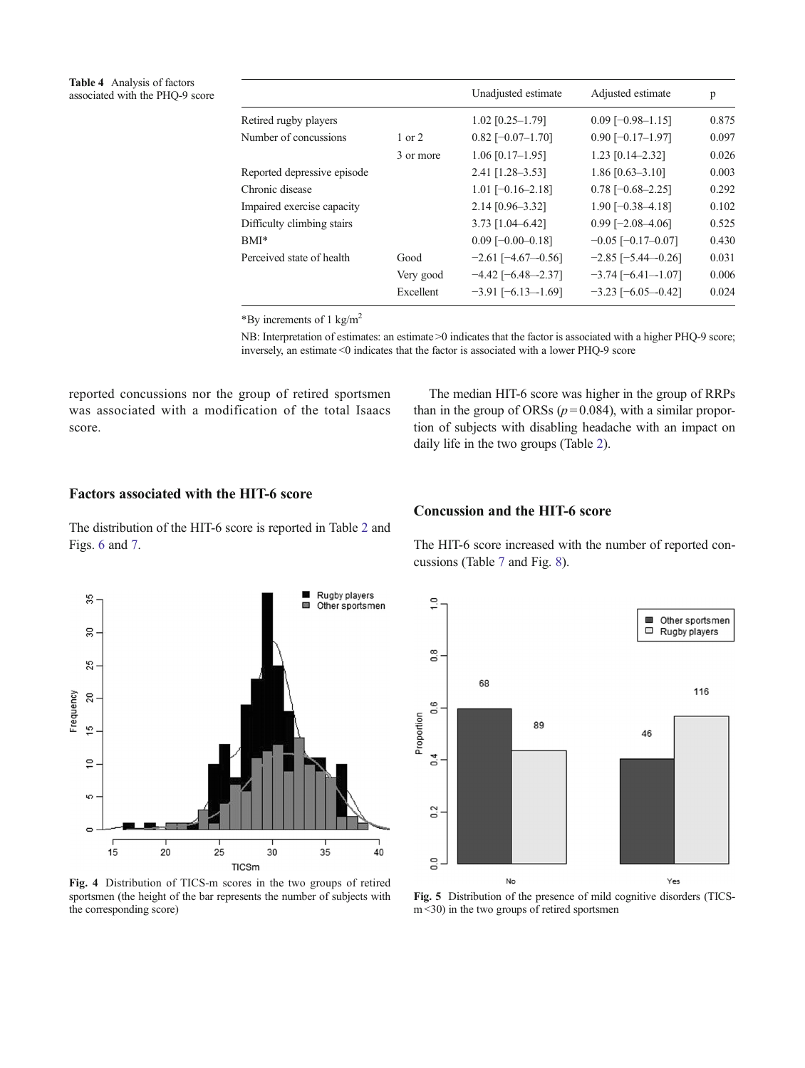**Table 4** Analysis of factors associated with the PHQ-9 score

| | | Unadjusted estimate | Adjusted estimate | p |
|---|---|---|---|---|
| Retired rugby players | | 1.02 [0.25–1.79] | 0.09 [−0.98–1.15] | 0.875 |
| Number of concussions | 1 or 2 | 0.82 [−0.07–1.70] | 0.90 [−0.17–1.97] | 0.097 |
| | 3 or more | 1.06 [0.17–1.95] | 1.23 [0.14–2.32] | 0.026 |
| Reported depressive episode | | 2.41 [1.28–3.53] | 1.86 [0.63–3.10] | 0.003 |
| Chronic disease | | 1.01 [−0.16–2.18] | 0.78 [−0.68–2.25] | 0.292 |
| Impaired exercise capacity | | 2.14 [0.96–3.32] | 1.90 [−0.38–4.18] | 0.102 |
| Difficulty climbing stairs | | 3.73 [1.04–6.42] | 0.99 [−2.08–4.06] | 0.525 |
| BMI* | | 0.09 [−0.00–0.18] | −0.05 [−0.17–0.07] | 0.430 |
| Perceived state of health | Good | −2.61 [−4.67–−0.56] | −2.85 [−5.44–−0.26] | 0.031 |
| | Very good | −4.42 [−6.48–−2.37] | −3.74 [−6.41–−1.07] | 0.006 |
| | Excellent | −3.91 [−6.13–−1.69] | −3.23 [−6.05–−0.42] | 0.024 |

*By increments of 1 kg/m$^2$

NB: Interpretation of estimates: an estimate >0 indicates that the factor is associated with a higher PHQ-9 score; inversely, an estimate <0 indicates that the factor is associated with a lower PHQ-9 score

reported concussions nor the group of retired sportsmen was associated with a modification of the total Isaacs score.

## Factors associated with the HIT-6 score

The distribution of the HIT-6 score is reported in Table 2 and Figs. 6 and 7.

The median HIT-6 score was higher in the group of RRPs than in the group of ORSs ($p = 0.084$), with a similar proportion of subjects with disabling headache with an impact on daily life in the two groups (Table 2).

## Concussion and the HIT-6 score

The HIT-6 score increased with the number of reported concussions (Table 7 and Fig. 8).

**Fig. 4** Distribution of TICS-m scores in the two groups of retired sportsmen (the height of the bar represents the number of subjects with the corresponding score)

**Fig. 5** Distribution of the presence of mild cognitive disorders (TICS-m <30) in the two groups of retired sportsmen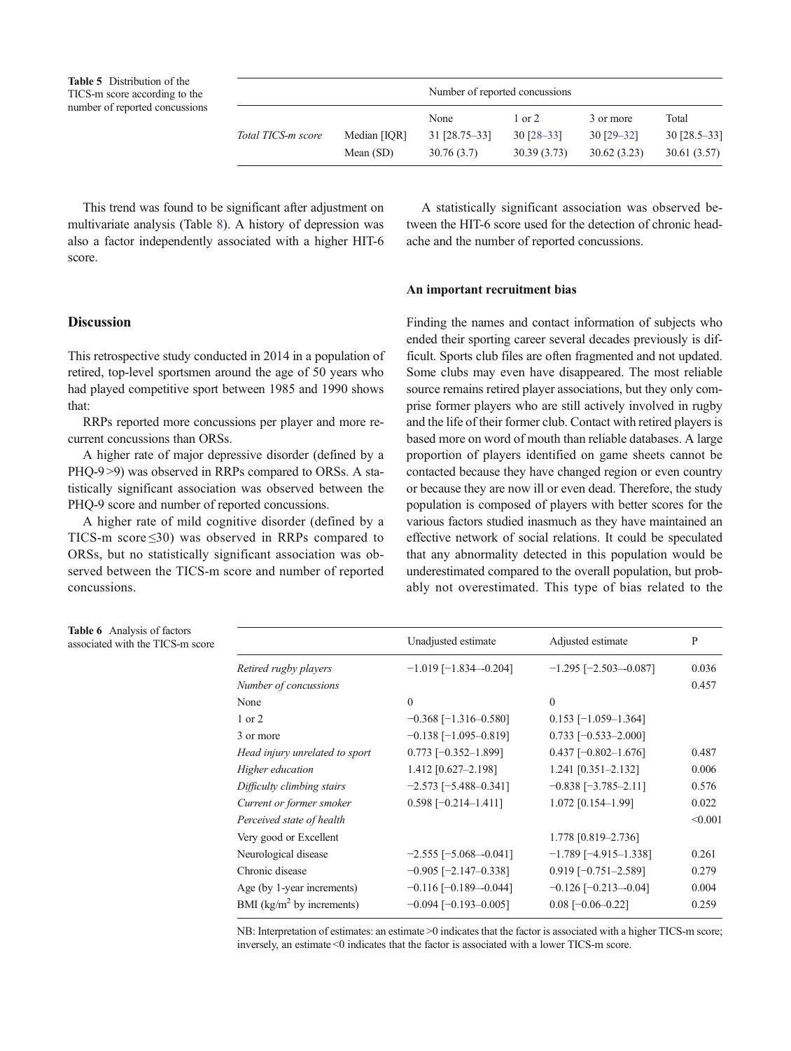**Table 5** Distribution of the TICS-m score according to the number of reported concussions

| | | Number of reported concussions | | | |
|---|---|---|---|---|---|
| | | None | 1 or 2 | 3 or more | Total |
| *Total TICS-m score* | Median [IQR] | 31 [28.75–33] | 30 [28–33] | 30 [29–32] | 30 [28.5–33] |
| | Mean (SD) | 30.76 (3.7) | 30.39 (3.73) | 30.62 (3.23) | 30.61 (3.57) |

This trend was found to be significant after adjustment on multivariate analysis (Table 8). A history of depression was also a factor independently associated with a higher HIT-6 score.

## Discussion

This retrospective study conducted in 2014 in a population of retired, top-level sportsmen around the age of 50 years who had played competitive sport between 1985 and 1990 shows that:

RRPs reported more concussions per player and more recurrent concussions than ORSs.

A higher rate of major depressive disorder (defined by a PHQ-9 >9) was observed in RRPs compared to ORSs. A statistically significant association was observed between the PHQ-9 score and number of reported concussions.

A higher rate of mild cognitive disorder (defined by a TICS-m score ≤30) was observed in RRPs compared to ORSs, but no statistically significant association was observed between the TICS-m score and number of reported concussions.

A statistically significant association was observed between the HIT-6 score used for the detection of chronic headache and the number of reported concussions.

### An important recruitment bias

Finding the names and contact information of subjects who ended their sporting career several decades previously is difficult. Sports club files are often fragmented and not updated. Some clubs may even have disappeared. The most reliable source remains retired player associations, but they only comprise former players who are still actively involved in rugby and the life of their former club. Contact with retired players is based more on word of mouth than reliable databases. A large proportion of players identified on game sheets cannot be contacted because they have changed region or even country or because they are now ill or even dead. Therefore, the study population is composed of players with better scores for the various factors studied inasmuch as they have maintained an effective network of social relations. It could be speculated that any abnormality detected in this population would be underestimated compared to the overall population, but probably not overestimated. This type of bias related to the

**Table 6** Analysis of factors associated with the TICS-m score

| | Unadjusted estimate | Adjusted estimate | P |
|---|---|---|---|
| *Retired rugby players* | −1.019 [−1.834–−0.204] | −1.295 [−2.503–−0.087] | 0.036 |
| *Number of concussions* | | | 0.457 |
| None | 0 | 0 | |
| 1 or 2 | −0.368 [−1.316–0.580] | 0.153 [−1.059–1.364] | |
| 3 or more | −0.138 [−1.095–0.819] | 0.733 [−0.533–2.000] | |
| *Head injury unrelated to sport* | 0.773 [−0.352–1.899] | 0.437 [−0.802–1.676] | 0.487 |
| *Higher education* | 1.412 [0.627–2.198] | 1.241 [0.351–2.132] | 0.006 |
| *Difficulty climbing stairs* | −2.573 [−5.488–0.341] | −0.838 [−3.785–2.11] | 0.576 |
| *Current or former smoker* | 0.598 [−0.214–1.411] | 1.072 [0.154–1.99] | 0.022 |
| *Perceived state of health* | | | <0.001 |
| Very good or Excellent | | 1.778 [0.819–2.736] | |
| Neurological disease | −2.555 [−5.068–−0.041] | −1.789 [−4.915–1.338] | 0.261 |
| Chronic disease | −0.905 [−2.147–0.338] | 0.919 [−0.751–2.589] | 0.279 |
| Age (by 1-year increments) | −0.116 [−0.189–−0.044] | −0.126 [−0.213–−0.04] | 0.004 |
| BMI ($kg/m^2$ by increments) | −0.094 [−0.193–0.005] | 0.08 [−0.06–0.22] | 0.259 |

NB: Interpretation of estimates: an estimate >0 indicates that the factor is associated with a higher TICS-m score; inversely, an estimate <0 indicates that the factor is associated with a lower TICS-m score.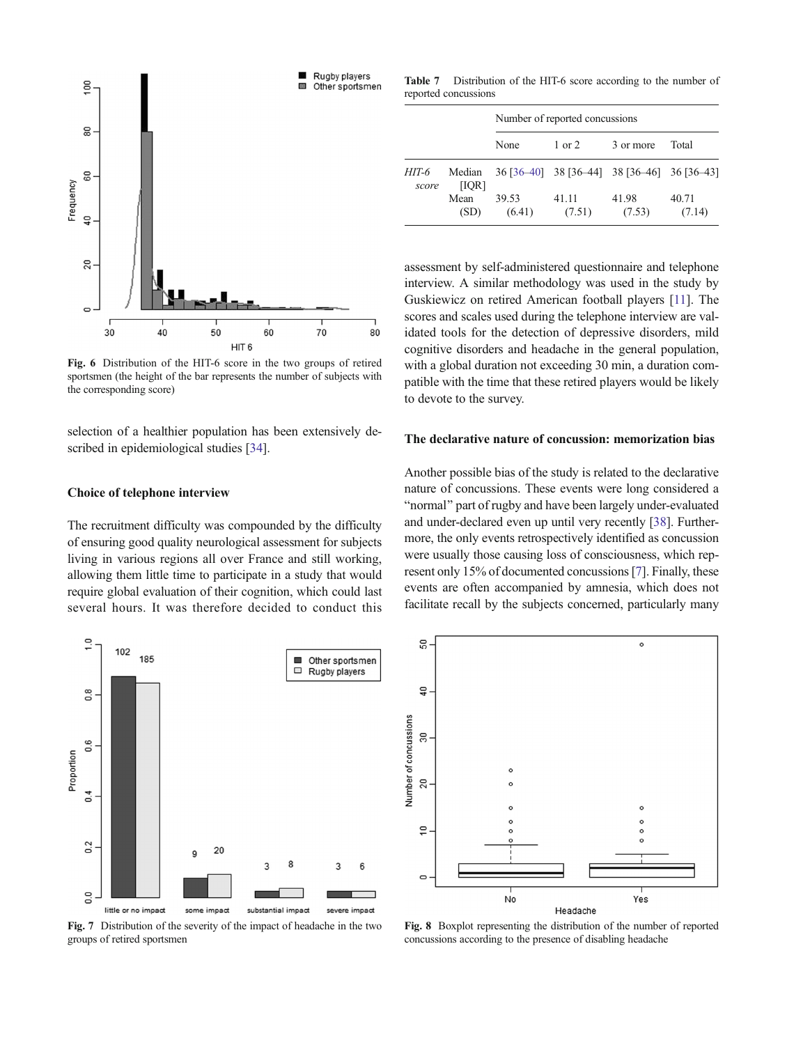Fig. 6 Distribution of the HIT-6 score in the two groups of retired sportsmen (the height of the bar represents the number of subjects with the corresponding score)

selection of a healthier population has been extensively described in epidemiological studies [34].

### Choice of telephone interview

The recruitment difficulty was compounded by the difficulty of ensuring good quality neurological assessment for subjects living in various regions all over France and still working, allowing them little time to participate in a study that would require global evaluation of their cognition, which could last several hours. It was therefore decided to conduct this assessment by self-administered questionnaire and telephone interview. A similar methodology was used in the study by Guskiewicz on retired American football players [11]. The scores and scales used during the telephone interview are validated tools for the detection of depressive disorders, mild cognitive disorders and headache in the general population, with a global duration not exceeding 30 min, a duration compatible with the time that these retired players would be likely to devote to the survey.

**Table 7** Distribution of the HIT-6 score according to the number of reported concussions

| | | Number of reported concussions | | | |
|---|---|---|---|---|---|
| | | None | 1 or 2 | 3 or more | Total |
| *HIT-6 score* | Median [IQR] | 36 [36–40] | 38 [36–44] | 38 [36–46] | 36 [36–43] |
| | Mean (SD) | 39.53 (6.41) | 41.11 (7.51) | 41.98 (7.53) | 40.71 (7.14) |

### The declarative nature of concussion: memorization bias

Another possible bias of the study is related to the declarative nature of concussions. These events were long considered a "normal" part of rugby and have been largely under-evaluated and under-declared even up until very recently [38]. Furthermore, the only events retrospectively identified as concussion were usually those causing loss of consciousness, which represent only 15% of documented concussions [7]. Finally, these events are often accompanied by amnesia, which does not facilitate recall by the subjects concerned, particularly many

Fig. 7 Distribution of the severity of the impact of headache in the two groups of retired sportsmen

Fig. 8 Boxplot representing the distribution of the number of reported concussions according to the presence of disabling headache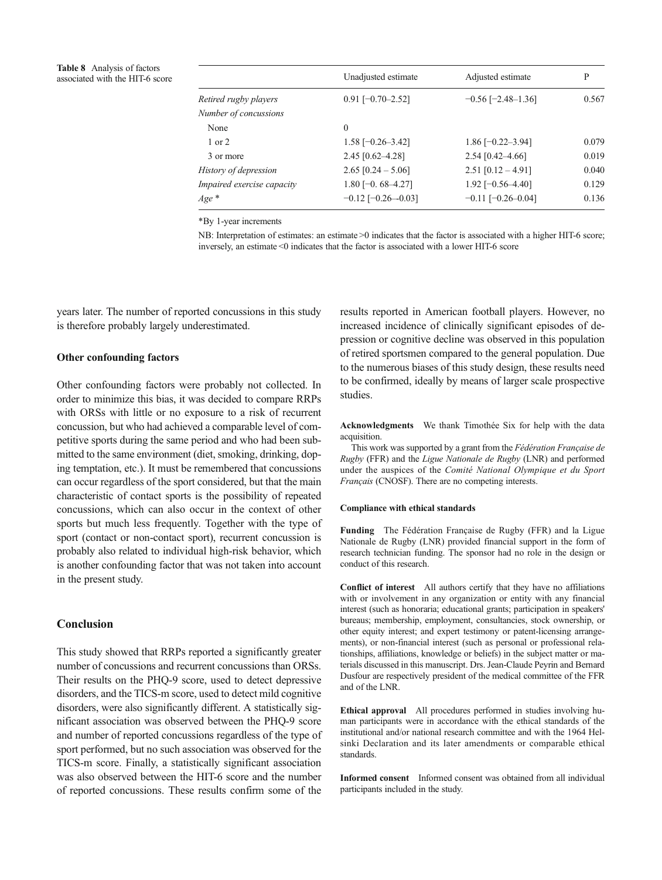**Table 8** Analysis of factors associated with the HIT-6 score

| | Unadjusted estimate | Adjusted estimate | P |
|---|---|---|---|
| *Retired rugby players* | 0.91 [−0.70–2.52] | −0.56 [−2.48–1.36] | 0.567 |
| *Number of concussions* | | | |
| None | 0 | | |
| 1 or 2 | 1.58 [−0.26–3.42] | 1.86 [−0.22–3.94] | 0.079 |
| 3 or more | 2.45 [0.62–4.28] | 2.54 [0.42–4.66] | 0.019 |
| *History of depression* | 2.65 [0.24 – 5.06] | 2.51 [0.12 – 4.91] | 0.040 |
| *Impaired exercise capacity* | 1.80 [−0. 68–4.27] | 1.92 [−0.56–4.40] | 0.129 |
| *Age* * | −0.12 [−0.26–−0.03] | −0.11 [−0.26–0.04] | 0.136 |

*By 1-year increments

NB: Interpretation of estimates: an estimate >0 indicates that the factor is associated with a higher HIT-6 score; inversely, an estimate <0 indicates that the factor is associated with a lower HIT-6 score

years later. The number of reported concussions in this study is therefore probably largely underestimated.

### Other confounding factors

Other confounding factors were probably not collected. In order to minimize this bias, it was decided to compare RRPs with ORSs with little or no exposure to a risk of recurrent concussion, but who had achieved a comparable level of competitive sports during the same period and who had been submitted to the same environment (diet, smoking, drinking, doping temptation, etc.). It must be remembered that concussions can occur regardless of the sport considered, but that the main characteristic of contact sports is the possibility of repeated concussions, which can also occur in the context of other sports but much less frequently. Together with the type of sport (contact or non-contact sport), recurrent concussion is probably also related to individual high-risk behavior, which is another confounding factor that was not taken into account in the present study.

## Conclusion

This study showed that RRPs reported a significantly greater number of concussions and recurrent concussions than ORSs. Their results on the PHQ-9 score, used to detect depressive disorders, and the TICS-m score, used to detect mild cognitive disorders, were also significantly different. A statistically significant association was observed between the PHQ-9 score and number of reported concussions regardless of the type of sport performed, but no such association was observed for the TICS-m score. Finally, a statistically significant association was also observed between the HIT-6 score and the number of reported concussions. These results confirm some of the results reported in American football players. However, no increased incidence of clinically significant episodes of depression or cognitive decline was observed in this population of retired sportsmen compared to the general population. Due to the numerous biases of this study design, these results need to be confirmed, ideally by means of larger scale prospective studies.

**Acknowledgments** We thank Timothée Six for help with the data acquisition.

This work was supported by a grant from the *Fédération Française de Rugby* (FFR) and the *Ligue Nationale de Rugby* (LNR) and performed under the auspices of the *Comité National Olympique et du Sport Français* (CNOSF). There are no competing interests.

#### Compliance with ethical standards

**Funding** The Fédération Française de Rugby (FFR) and la Ligue Nationale de Rugby (LNR) provided financial support in the form of research technician funding. The sponsor had no role in the design or conduct of this research.

**Conflict of interest** All authors certify that they have no affiliations with or involvement in any organization or entity with any financial interest (such as honoraria; educational grants; participation in speakers' bureaus; membership, employment, consultancies, stock ownership, or other equity interest; and expert testimony or patent-licensing arrangements), or non-financial interest (such as personal or professional relationships, affiliations, knowledge or beliefs) in the subject matter or materials discussed in this manuscript. Drs. Jean-Claude Peyrin and Bernard Dusfour are respectively president of the medical committee of the FFR and of the LNR.

**Ethical approval** All procedures performed in studies involving human participants were in accordance with the ethical standards of the institutional and/or national research committee and with the 1964 Helsinki Declaration and its later amendments or comparable ethical standards.

**Informed consent** Informed consent was obtained from all individual participants included in the study.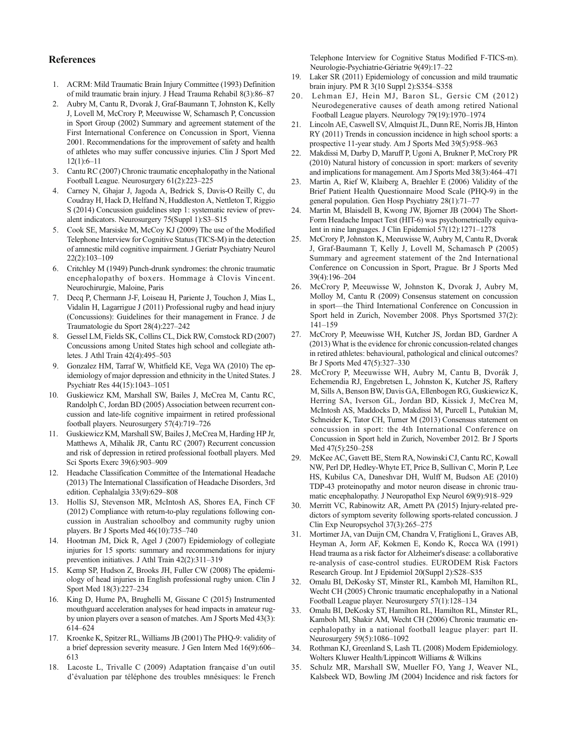## References

1. ACRM: Mild Traumatic Brain Injury Committee (1993) Definition of mild traumatic brain injury. J Head Trauma Rehabil 8(3):86–87
2. Aubry M, Cantu R, Dvorak J, Graf-Baumann T, Johnston K, Kelly J, Lovell M, McCrory P, Meeuwisse W, Schamasch P, Concussion in Sport Group (2002) Summary and agreement statement of the First International Conference on Concussion in Sport, Vienna 2001. Recommendations for the improvement of safety and health of athletes who may suffer concussive injuries. Clin J Sport Med 12(1):6–11
3. Cantu RC (2007) Chronic traumatic encephalopathy in the National Football League. Neurosurgery 61(2):223–225
4. Carney N, Ghajar J, Jagoda A, Bedrick S, Davis-O Reilly C, du Coudray H, Hack D, Helfand N, Huddleston A, Nettleton T, Riggio S (2014) Concussion guidelines step 1: systematic review of prevalent indicators. Neurosurgery 75(Suppl 1):S3–S15
5. Cook SE, Marsiske M, McCoy KJ (2009) The use of the Modified Telephone Interview for Cognitive Status (TICS-M) in the detection of amnestic mild cognitive impairment. J Geriatr Psychiatry Neurol 22(2):103–109
6. Critchley M (1949) Punch-drunk syndromes: the chronic traumatic encephalopathy of boxers. Hommage à Clovis Vincent. Neurochirurgie, Maloine, Paris
7. Decq P, Chermann J-F, Loiseau H, Pariente J, Touchon J, Mias L, Vidalin H, Lagarrigue J (2011) Professional rugby and head injury (Concussions): Guidelines for their management in France. J de Traumatologie du Sport 28(4):227–242
8. Gessel LM, Fields SK, Collins CL, Dick RW, Comstock RD (2007) Concussions among United States high school and collegiate athletes. J Athl Train 42(4):495–503
9. Gonzalez HM, Tarraf W, Whitfield KE, Vega WA (2010) The epidemiology of major depression and ethnicity in the United States. J Psychiatr Res 44(15):1043–1051
10. Guskiewicz KM, Marshall SW, Bailes J, McCrea M, Cantu RC, Randolph C, Jordan BD (2005) Association between recurrent concussion and late-life cognitive impairment in retired professional football players. Neurosurgery 57(4):719–726
11. Guskiewicz KM, Marshall SW, Bailes J, McCrea M, Harding HP Jr, Matthews A, Mihalik JR, Cantu RC (2007) Recurrent concussion and risk of depression in retired professional football players. Med Sci Sports Exerc 39(6):903–909
12. Headache Classification Committee of the International Headache (2013) The International Classification of Headache Disorders, 3rd edition. Cephalalgia 33(9):629–808
13. Hollis SJ, Stevenson MR, McIntosh AS, Shores EA, Finch CF (2012) Compliance with return-to-play regulations following concussion in Australian schoolboy and community rugby union players. Br J Sports Med 46(10):735–740
14. Hootman JM, Dick R, Agel J (2007) Epidemiology of collegiate injuries for 15 sports: summary and recommendations for injury prevention initiatives. J Athl Train 42(2):311–319
15. Kemp SP, Hudson Z, Brooks JH, Fuller CW (2008) The epidemiology of head injuries in English professional rugby union. Clin J Sport Med 18(3):227–234
16. King D, Hume PA, Brughelli M, Gissane C (2015) Instrumented mouthguard acceleration analyses for head impacts in amateur rugby union players over a season of matches. Am J Sports Med 43(3):614–624
17. Kroenke K, Spitzer RL, Williams JB (2001) The PHQ-9: validity of a brief depression severity measure. J Gen Intern Med 16(9):606–613
18. Lacoste L, Trivalle C (2009) Adaptation française d'un outil d'évaluation par téléphone des troubles mnésiques: le French Telephone Interview for Cognitive Status Modified F-TICS-m). Neurologie-Psychiatrie-Gériatrie 9(49):17–22
19. Laker SR (2011) Epidemiology of concussion and mild traumatic brain injury. PM R 3(10 Suppl 2):S354–S358
20. Lehman EJ, Hein MJ, Baron SL, Gersic CM (2012) Neurodegenerative causes of death among retired National Football League players. Neurology 79(19):1970–1974
21. Lincoln AE, Caswell SV, Almquist JL, Dunn RE, Norris JB, Hinton RY (2011) Trends in concussion incidence in high school sports: a prospective 11-year study. Am J Sports Med 39(5):958–963
22. Makdissi M, Darby D, Maruff P, Ugoni A, Brukner P, McCrory PR (2010) Natural history of concussion in sport: markers of severity and implications for management. Am J Sports Med 38(3):464–471
23. Martin A, Rief W, Klaiberg A, Braehler E (2006) Validity of the Brief Patient Health Questionnaire Mood Scale (PHQ-9) in the general population. Gen Hosp Psychiatry 28(1):71–77
24. Martin M, Blaisdell B, Kwong JW, Bjorner JB (2004) The Short-Form Headache Impact Test (HIT-6) was psychometrically equivalent in nine languages. J Clin Epidemiol 57(12):1271–1278
25. McCrory P, Johnston K, Meeuwisse W, Aubry M, Cantu R, Dvorak J, Graf-Baumann T, Kelly J, Lovell M, Schamasch P (2005) Summary and agreement statement of the 2nd International Conference on Concussion in Sport, Prague. Br J Sports Med 39(4):196–204
26. McCrory P, Meeuwisse W, Johnston K, Dvorak J, Aubry M, Molloy M, Cantu R (2009) Consensus statement on concussion in sport—the Third International Conference on Concussion in Sport held in Zurich, November 2008. Phys Sportsmed 37(2):141–159
27. McCrory P, Meeuwisse WH, Kutcher JS, Jordan BD, Gardner A (2013) What is the evidence for chronic concussion-related changes in retired athletes: behavioural, pathological and clinical outcomes? Br J Sports Med 47(5):327–330
28. McCrory P, Meeuwisse WH, Aubry M, Cantu B, Dvorák J, Echemendia RJ, Engebretsen L, Johnston K, Kutcher JS, Raftery M, Sills A, Benson BW, Davis GA, Ellenbogen RG, Guskiewicz K, Herring SA, Iverson GL, Jordan BD, Kissick J, McCrea M, McIntosh AS, Maddocks D, Makdissi M, Purcell L, Putukian M, Schneider K, Tator CH, Turner M (2013) Consensus statement on concussion in sport: the 4th International Conference on Concussion in Sport held in Zurich, November 2012. Br J Sports Med 47(5):250–258
29. McKee AC, Gavett BE, Stern RA, Nowinski CJ, Cantu RC, Kowall NW, Perl DP, Hedley-Whyte ET, Price B, Sullivan C, Morin P, Lee HS, Kubilus CA, Daneshvar DH, Wulff M, Budson AE (2010) TDP-43 proteinopathy and motor neuron disease in chronic traumatic encephalopathy. J Neuropathol Exp Neurol 69(9):918–929
30. Merritt VC, Rabinowitz AR, Arnett PA (2015) Injury-related predictors of symptom severity following sports-related concussion. J Clin Exp Neuropsychol 37(3):265–275
31. Mortimer JA, van Duijn CM, Chandra V, Fratiglioni L, Graves AB, Heyman A, Jorm AF, Kokmen E, Kondo K, Rocca WA (1991) Head trauma as a risk factor for Alzheimer's disease: a collaborative re-analysis of case-control studies. EURODEM Risk Factors Research Group. Int J Epidemiol 20(Suppl 2):S28–S35
32. Omalu BI, DeKosky ST, Minster RL, Kamboh MI, Hamilton RL, Wecht CH (2005) Chronic traumatic encephalopathy in a National Football League player. Neurosurgery 57(1):128–134
33. Omalu BI, DeKosky ST, Hamilton RL, Hamilton RL, Minster RL, Kamboh MI, Shakir AM, Wecht CH (2006) Chronic traumatic encephalopathy in a national football league player: part II. Neurosurgery 59(5):1086–1092
34. Rothman KJ, Greenland S, Lash TL (2008) Modern Epidemiology. Wolters Kluwer Health/Lippincott Williams & Wilkins
35. Schulz MR, Marshall SW, Mueller FO, Yang J, Weaver NL, Kalsbeek WD, Bowling JM (2004) Incidence and risk factors for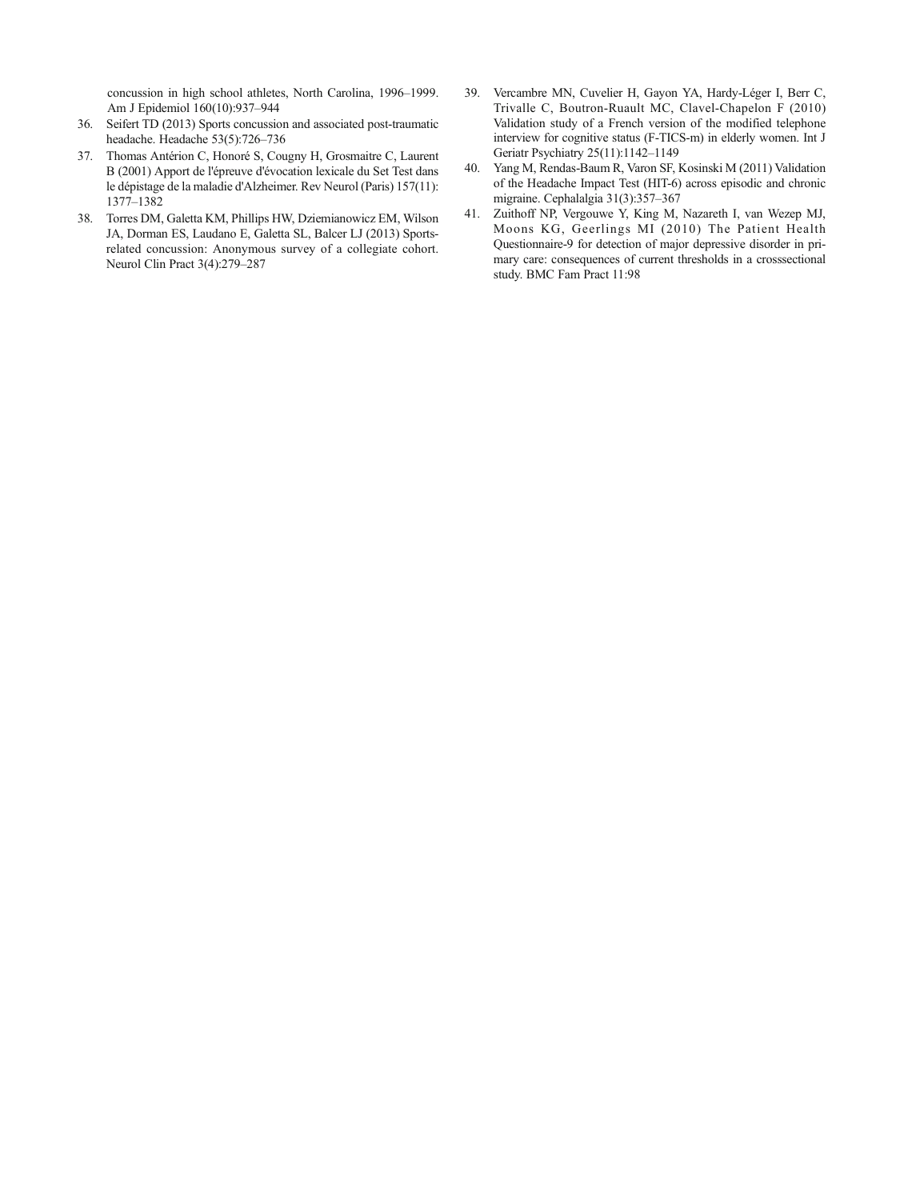concussion in high school athletes, North Carolina, 1996–1999. Am J Epidemiol 160(10):937–944

36. Seifert TD (2013) Sports concussion and associated post-traumatic headache. Headache 53(5):726–736
37. Thomas Antérion C, Honoré S, Cougny H, Grosmaitre C, Laurent B (2001) Apport de l'épreuve d'évocation lexicale du Set Test dans le dépistage de la maladie d'Alzheimer. Rev Neurol (Paris) 157(11): 1377–1382
38. Torres DM, Galetta KM, Phillips HW, Dziemianowicz EM, Wilson JA, Dorman ES, Laudano E, Galetta SL, Balcer LJ (2013) Sports-related concussion: Anonymous survey of a collegiate cohort. Neurol Clin Pract 3(4):279–287
39. Vercambre MN, Cuvelier H, Gayon YA, Hardy-Léger I, Berr C, Trivalle C, Boutron-Ruault MC, Clavel-Chapelon F (2010) Validation study of a French version of the modified telephone interview for cognitive status (F-TICS-m) in elderly women. Int J Geriatr Psychiatry 25(11):1142–1149
40. Yang M, Rendas-Baum R, Varon SF, Kosinski M (2011) Validation of the Headache Impact Test (HIT-6) across episodic and chronic migraine. Cephalalgia 31(3):357–367
41. Zuithoff NP, Vergouwe Y, King M, Nazareth I, van Wezep MJ, Moons KG, Geerlings MI (2010) The Patient Health Questionnaire-9 for detection of major depressive disorder in primary care: consequences of current thresholds in a crosssectional study. BMC Fam Pract 11:98